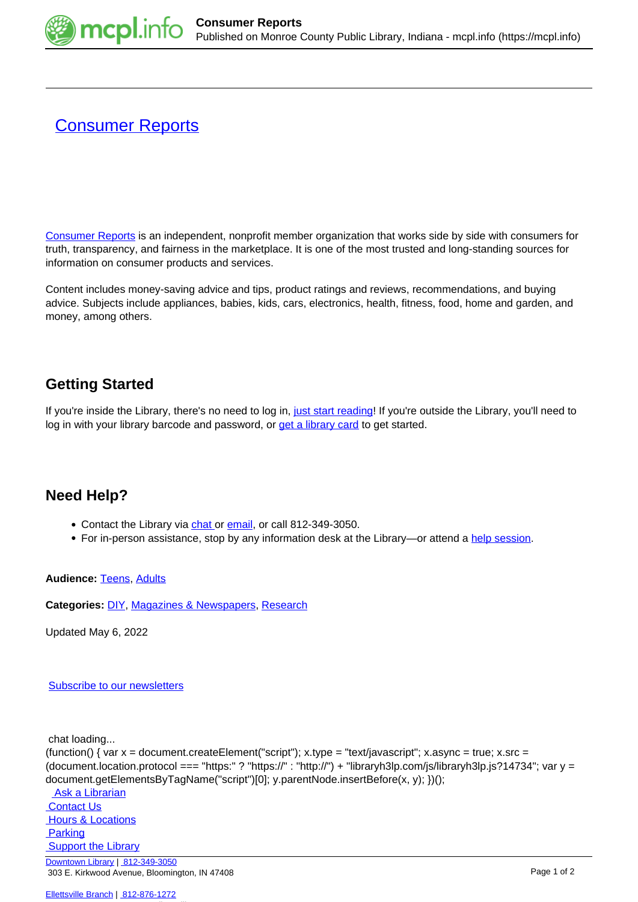# Consumer Reports

Consumer Reports is an independent, nonprofit member organization that works side by side with consumers for truth, transparency, and fairness in the marketplace. It is one of the most trusted and long-standing sources for information on consumer products and services.

Content includes money-saving advice and tips, product ratings and reviews, recommendations, and buying advice. Subjects include appliances, babies, kids, cars, electronics, health, fitness, food, home and garden, and money, among others.

## Getting Started

If you're inside the Library, there's no need to log in, just start reading! If you're outside the Library, you'll need to log in with your library barcode and password, or get a library card to get started.

## Need Help?

- Contact the Library via chat or email, or call 812-349-3050.
- For in-person assistance, stop by any information desk at the Library—or attend a help session.

**Audience:** Teens, Adults

**Categories:** DIY, Magazines & Newspapers, Research

Updated May 6, 2022

Subscribe to our newsletters

chat loading...

```
(function() { var x = document.createElement("script"); x.type = "text/javascript"; x.async = true; x.src = (document.location.protocol === "https:" ? "https://" : "http://") + "libraryh3lp.com/js/libraryh3lp.js?14734"; var y = document.getElementsByTagName("script")[0]; y.parentNode.insertBefore(x, y); })();
```

Ask a Librarian
Contact Us
Hours & Locations
Parking
Support the Library

Downtown Library | 812-349-3050
303 E. Kirkwood Avenue, Bloomington, IN 47408

Ellettsville Branch | 812-876-1272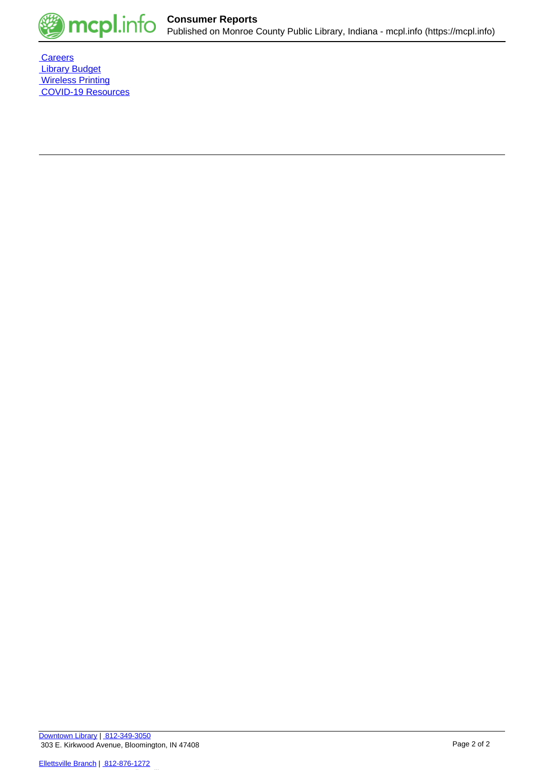[Careers]
[Library Budget]
[Wireless Printing]
[COVID-19 Resources]

---

[Downtown Library] | [812-349-3050]
303 E. Kirkwood Avenue, Bloomington, IN 47408

[Ellettsville Branch] | [812-876-1272]